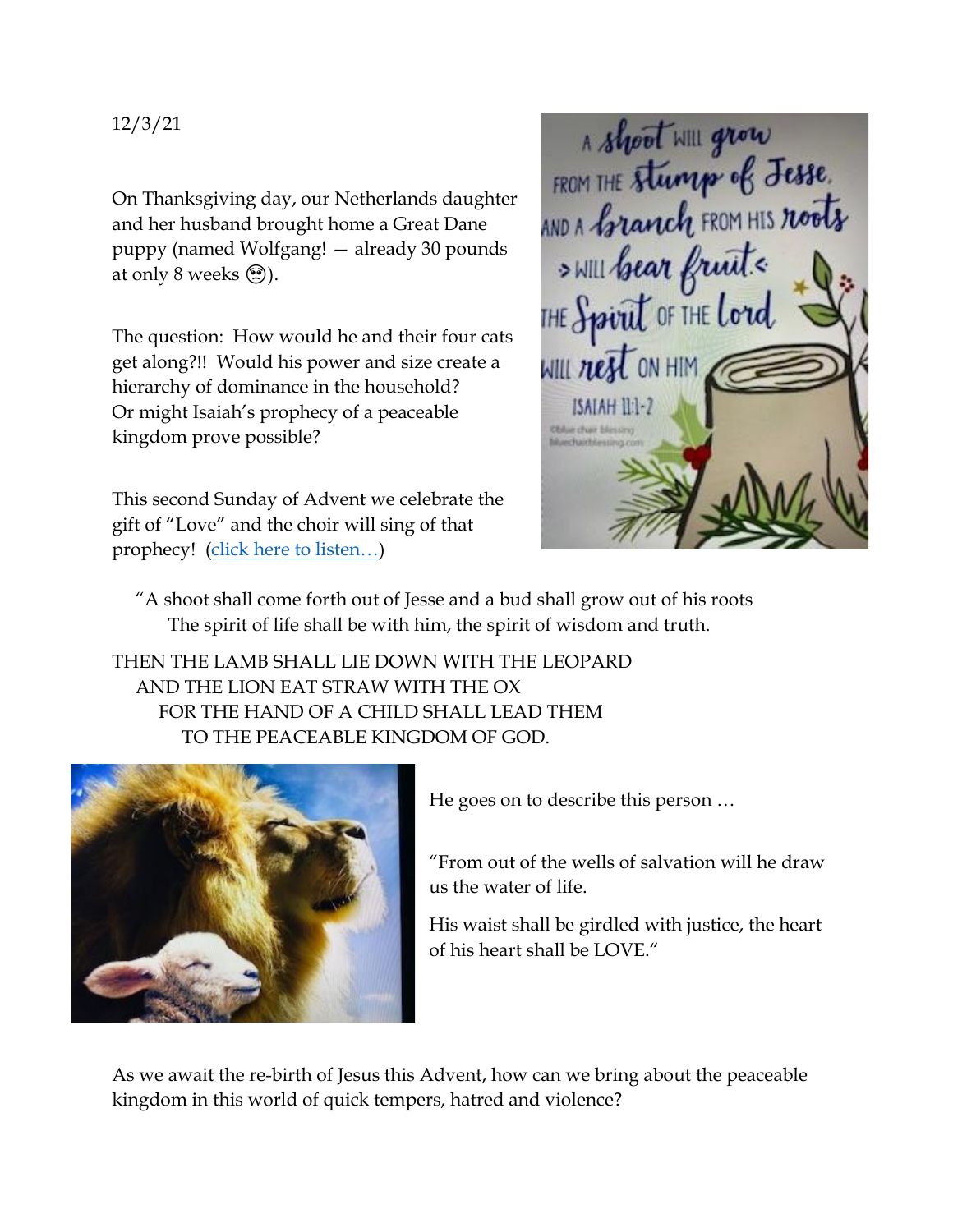12/3/21

On Thanksgiving day, our Netherlands daughter and her husband brought home a Great Dane puppy (named Wolfgang! — already 30 pounds at only 8 weeks 😳).

The question: How would he and their four cats get along?!! Would his power and size create a hierarchy of dominance in the household? Or might Isaiah's prophecy of a peaceable kingdom prove possible?

This second Sunday of Advent we celebrate the gift of "Love" and the choir will sing of that prophecy! ([click here to listen…](#))

"A shoot shall come forth out of Jesse and a bud shall grow out of his roots
The spirit of life shall be with him, the spirit of wisdom and truth.

THEN THE LAMB SHALL LIE DOWN WITH THE LEOPARD
AND THE LION EAT STRAW WITH THE OX
FOR THE HAND OF A CHILD SHALL LEAD THEM
TO THE PEACEABLE KINGDOM OF GOD.

He goes on to describe this person …

"From out of the wells of salvation will he draw us the water of life.

His waist shall be girdled with justice, the heart of his heart shall be LOVE."

As we await the re-birth of Jesus this Advent, how can we bring about the peaceable kingdom in this world of quick tempers, hatred and violence?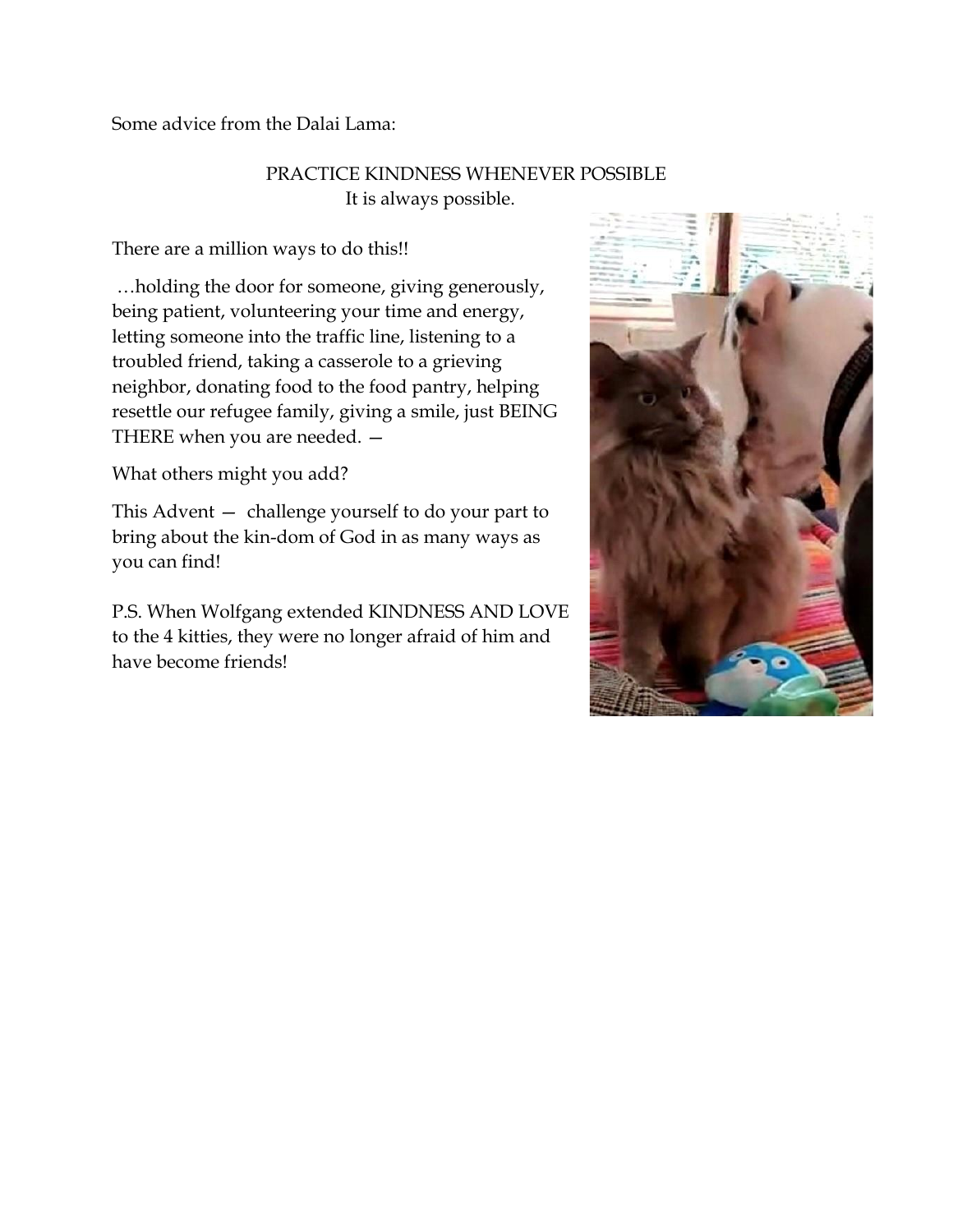Some advice from the Dalai Lama:

PRACTICE KINDNESS WHENEVER POSSIBLE
It is always possible.

There are a million ways to do this!!

…holding the door for someone, giving generously, being patient, volunteering your time and energy, letting someone into the traffic line, listening to a troubled friend, taking a casserole to a grieving neighbor, donating food to the food pantry, helping resettle our refugee family, giving a smile, just BEING THERE when you are needed. —

What others might you add?

This Advent — challenge yourself to do your part to bring about the kin-dom of God in as many ways as you can find!

P.S. When Wolfgang extended KINDNESS AND LOVE to the 4 kitties, they were no longer afraid of him and have become friends!